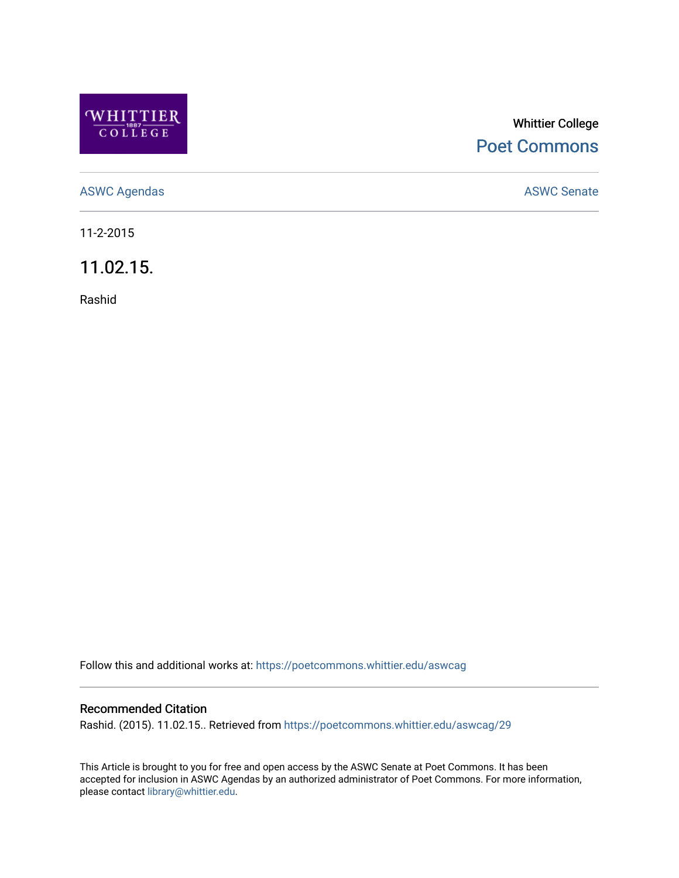WHITTIER 1887 COLLEGE

Whittier College

Poet Commons

ASWC Agendas

ASWC Senate

11-2-2015

# 11.02.15.

Rashid

Follow this and additional works at: https://poetcommons.whittier.edu/aswcag

## Recommended Citation

Rashid. (2015). 11.02.15.. Retrieved from https://poetcommons.whittier.edu/aswcag/29

This Article is brought to you for free and open access by the ASWC Senate at Poet Commons. It has been accepted for inclusion in ASWC Agendas by an authorized administrator of Poet Commons. For more information, please contact library@whittier.edu.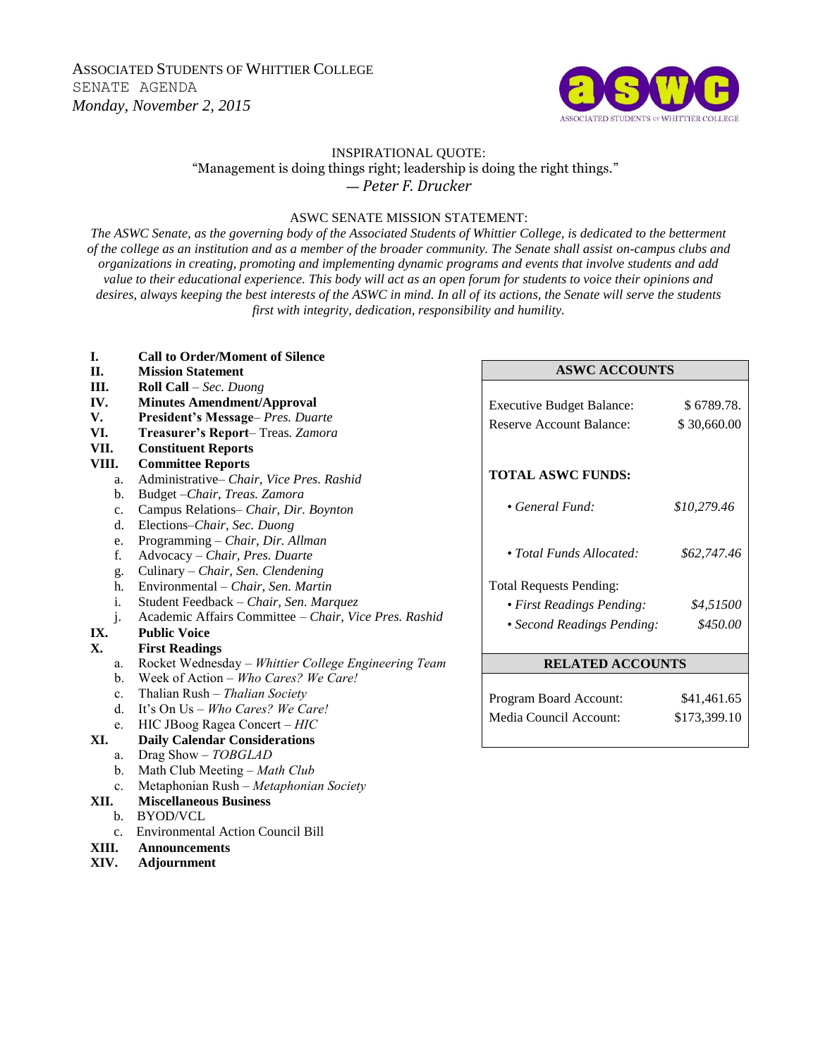ASSOCIATED STUDENTS OF WHITTIER COLLEGE
SENATE AGENDA
*Monday, November 2, 2015*

INSPIRATIONAL QUOTE:
"Management is doing things right; leadership is doing the right things."
*— Peter F. Drucker*

ASWC SENATE MISSION STATEMENT:
*The ASWC Senate, as the governing body of the Associated Students of Whittier College, is dedicated to the betterment of the college as an institution and as a member of the broader community. The Senate shall assist on-campus clubs and organizations in creating, promoting and implementing dynamic programs and events that involve students and add value to their educational experience. This body will act as an open forum for students to voice their opinions and desires, always keeping the best interests of the ASWC in mind. In all of its actions, the Senate will serve the students first with integrity, dedication, responsibility and humility.*

**I. Call to Order/Moment of Silence**
**II. Mission Statement**
**III. Roll Call** – *Sec. Duong*
**IV. Minutes Amendment/Approval**
**V. President's Message**– *Pres. Duarte*
**VI. Treasurer's Report**– Treas. *Zamora*
**VII. Constituent Reports**
**VIII. Committee Reports**
   a. Administrative– *Chair, Vice Pres. Rashid*
   b. Budget –*Chair, Treas. Zamora*
   c. Campus Relations– *Chair, Dir. Boynton*
   d. Elections–*Chair, Sec. Duong*
   e. Programming – *Chair, Dir. Allman*
   f. Advocacy – *Chair, Pres. Duarte*
   g. Culinary – *Chair, Sen. Clendening*
   h. Environmental – *Chair, Sen. Martin*
   i. Student Feedback – *Chair, Sen. Marquez*
   j. Academic Affairs Committee – *Chair, Vice Pres. Rashid*
**IX. Public Voice**
**X. First Readings**
   a. Rocket Wednesday – *Whittier College Engineering Team*
   b. Week of Action – *Who Cares? We Care!*
   c. Thalian Rush – *Thalian Society*
   d. It's On Us – *Who Cares? We Care!*
   e. HIC JBoog Ragea Concert – *HIC*
**XI. Daily Calendar Considerations**
   a. Drag Show – *TOBGLAD*
   b. Math Club Meeting – *Math Club*
   c. Metaphonian Rush – *Metaphonian Society*
**XII. Miscellaneous Business**
   b. BYOD/VCL
   c. Environmental Action Council Bill
**XIII. Announcements**
**XIV. Adjournment**

| **ASWC ACCOUNTS** | |
|---|---|
| Executive Budget Balance: | $ 6789.78. |
| Reserve Account Balance: | $ 30,660.00 |
| **TOTAL ASWC FUNDS:** | |
| • *General Fund:* | *$10,279.46* |
| • *Total Funds Allocated:* | *$62,747.46* |
| Total Requests Pending: | |
| • *First Readings Pending:* | *$4,51500* |
| • *Second Readings Pending:* | *$450.00* |

| **RELATED ACCOUNTS** | |
|---|---|
| Program Board Account: | $41,461.65 |
| Media Council Account: | $173,399.10 |